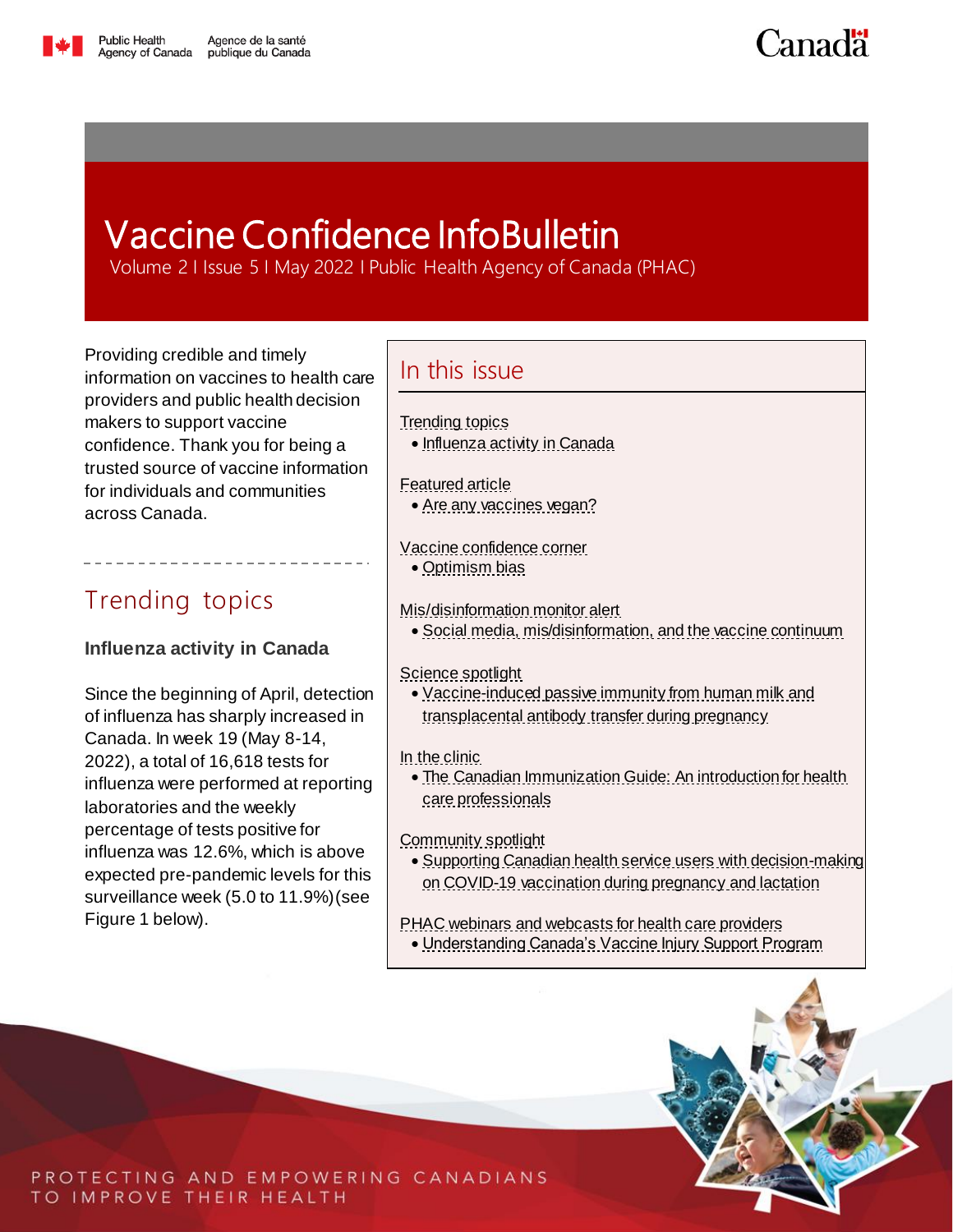# Vaccine Confidence InfoBulletin

Volume 2 I Issue 5 I May 2022 I Public Health Agency of Canada (PHAC)

Providing credible and timely information on vaccines to health care providers and public health decision makers to support vaccine confidence. Thank you for being a trusted source of vaccine information for individuals and communities across Canada.

## In this issue

Trending topics
- Influenza activity in Canada

Featured article
- Are any vaccines vegan?

Vaccine confidence corner
- Optimism bias

Mis/disinformation monitor alert
- Social media, mis/disinformation, and the vaccine continuum

Science spotlight
- Vaccine-induced passive immunity from human milk and transplacental antibody transfer during pregnancy

In the clinic
- The Canadian Immunization Guide: An introduction for health care professionals

Community spotlight
- Supporting Canadian health service users with decision-making on COVID-19 vaccination during pregnancy and lactation

PHAC webinars and webcasts for health care providers
- Understanding Canada's Vaccine Injury Support Program

## Trending topics

### Influenza activity in Canada

Since the beginning of April, detection of influenza has sharply increased in Canada. In week 19 (May 8-14, 2022), a total of 16,618 tests for influenza were performed at reporting laboratories and the weekly percentage of tests positive for influenza was 12.6%, which is above expected pre-pandemic levels for this surveillance week (5.0 to 11.9%) (see Figure 1 below).

PROTECTING AND EMPOWERING CANADIANS TO IMPROVE THEIR HEALTH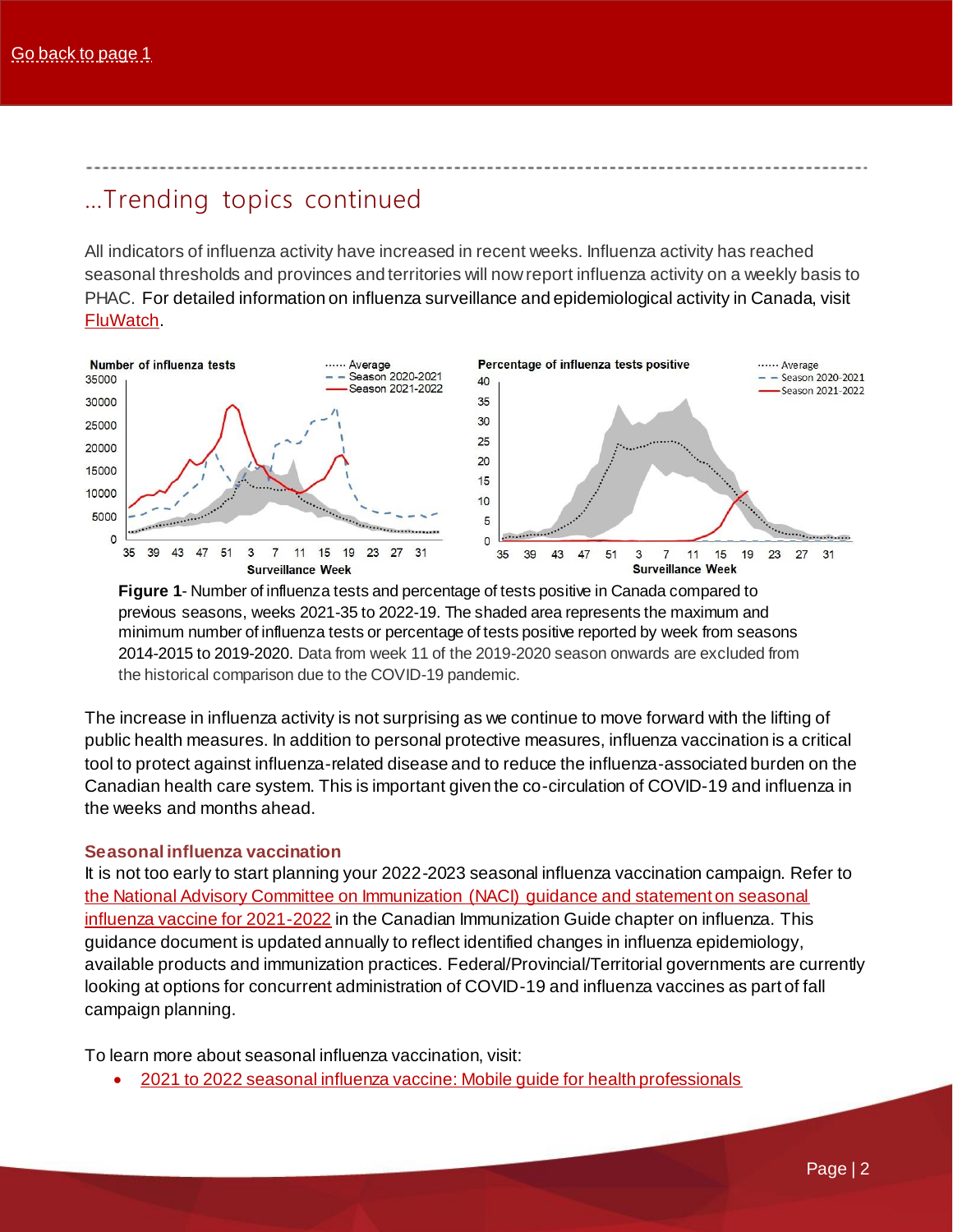[Go back to page 1](#)

## ...Trending topics continued

All indicators of influenza activity have increased in recent weeks. Influenza activity has reached seasonal thresholds and provinces and territories will now report influenza activity on a weekly basis to PHAC. For detailed information on influenza surveillance and epidemiological activity in Canada, visit [FluWatch](#).

**Figure 1**- Number of influenza tests and percentage of tests positive in Canada compared to previous seasons, weeks 2021-35 to 2022-19. The shaded area represents the maximum and minimum number of influenza tests or percentage of tests positive reported by week from seasons 2014-2015 to 2019-2020. Data from week 11 of the 2019-2020 season onwards are excluded from the historical comparison due to the COVID-19 pandemic.

The increase in influenza activity is not surprising as we continue to move forward with the lifting of public health measures. In addition to personal protective measures, influenza vaccination is a critical tool to protect against influenza-related disease and to reduce the influenza-associated burden on the Canadian health care system. This is important given the co-circulation of COVID-19 and influenza in the weeks and months ahead.

### Seasonal influenza vaccination

It is not too early to start planning your 2022-2023 seasonal influenza vaccination campaign. Refer to [the National Advisory Committee on Immunization (NACI) guidance and statement on seasonal influenza vaccine for 2021-2022](#) in the Canadian Immunization Guide chapter on influenza. This guidance document is updated annually to reflect identified changes in influenza epidemiology, available products and immunization practices. Federal/Provincial/Territorial governments are currently looking at options for concurrent administration of COVID-19 and influenza vaccines as part of fall campaign planning.

To learn more about seasonal influenza vaccination, visit:

- [2021 to 2022 seasonal influenza vaccine: Mobile guide for health professionals](#)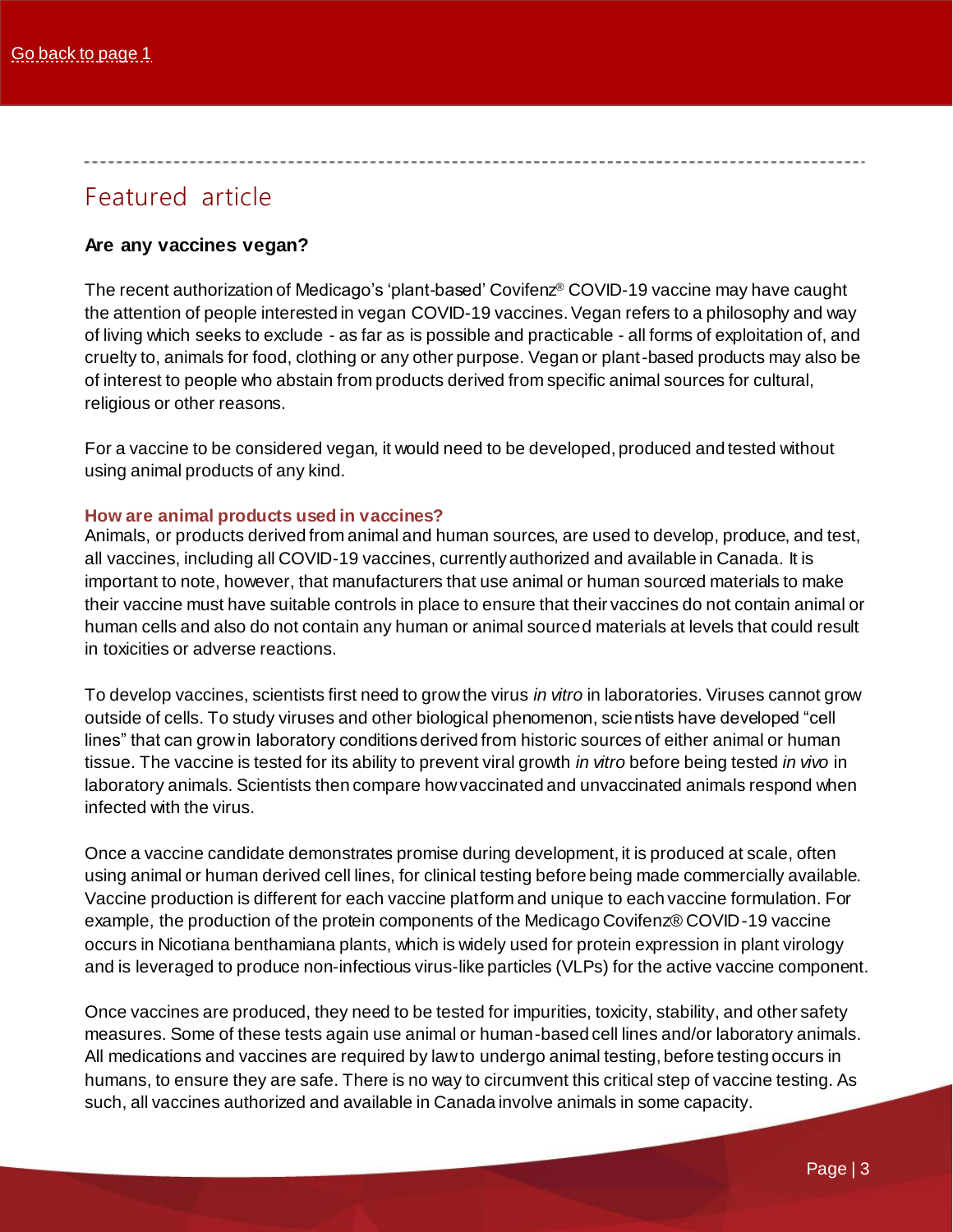[Go back to page 1](#)

## Featured article

### Are any vaccines vegan?

The recent authorization of Medicago's 'plant-based' Covifenz® COVID-19 vaccine may have caught the attention of people interested in vegan COVID-19 vaccines. Vegan refers to a philosophy and way of living which seeks to exclude - as far as is possible and practicable - all forms of exploitation of, and cruelty to, animals for food, clothing or any other purpose. Vegan or plant-based products may also be of interest to people who abstain from products derived from specific animal sources for cultural, religious or other reasons.

For a vaccine to be considered vegan, it would need to be developed, produced and tested without using animal products of any kind.

#### How are animal products used in vaccines?

Animals, or products derived from animal and human sources, are used to develop, produce, and test, all vaccines, including all COVID-19 vaccines, currently authorized and available in Canada. It is important to note, however, that manufacturers that use animal or human sourced materials to make their vaccine must have suitable controls in place to ensure that their vaccines do not contain animal or human cells and also do not contain any human or animal sourced materials at levels that could result in toxicities or adverse reactions.

To develop vaccines, scientists first need to grow the virus *in vitro* in laboratories. Viruses cannot grow outside of cells. To study viruses and other biological phenomenon, scientists have developed "cell lines" that can grow in laboratory conditions derived from historic sources of either animal or human tissue. The vaccine is tested for its ability to prevent viral growth *in vitro* before being tested *in vivo* in laboratory animals. Scientists then compare how vaccinated and unvaccinated animals respond when infected with the virus.

Once a vaccine candidate demonstrates promise during development, it is produced at scale, often using animal or human derived cell lines, for clinical testing before being made commercially available. Vaccine production is different for each vaccine platform and unique to each vaccine formulation. For example, the production of the protein components of the Medicago Covifenz® COVID-19 vaccine occurs in Nicotiana benthamiana plants, which is widely used for protein expression in plant virology and is leveraged to produce non-infectious virus-like particles (VLPs) for the active vaccine component.

Once vaccines are produced, they need to be tested for impurities, toxicity, stability, and other safety measures. Some of these tests again use animal or human-based cell lines and/or laboratory animals. All medications and vaccines are required by law to undergo animal testing, before testing occurs in humans, to ensure they are safe. There is no way to circumvent this critical step of vaccine testing. As such, all vaccines authorized and available in Canada involve animals in some capacity.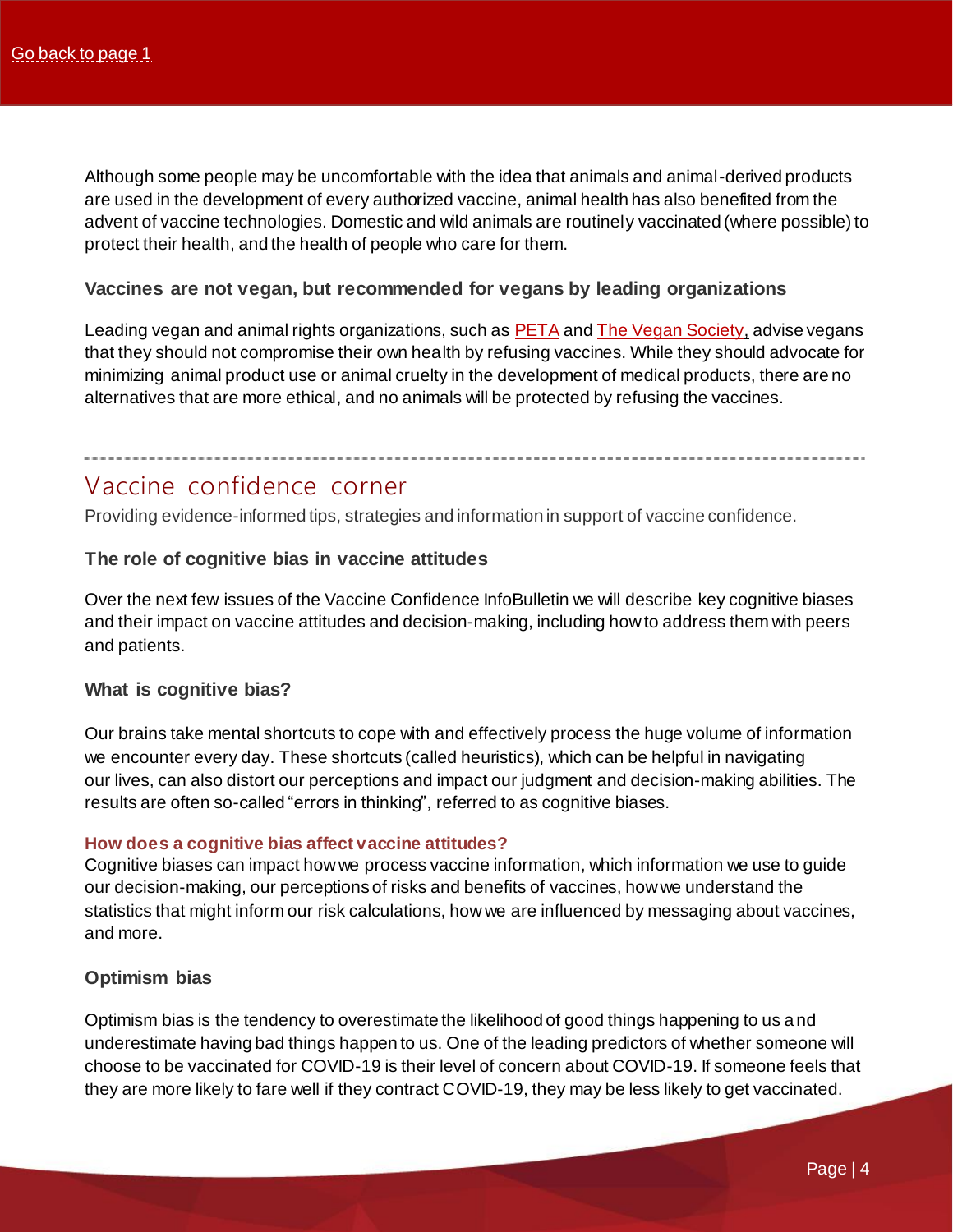Although some people may be uncomfortable with the idea that animals and animal-derived products are used in the development of every authorized vaccine, animal health has also benefited from the advent of vaccine technologies. Domestic and wild animals are routinely vaccinated (where possible) to protect their health, and the health of people who care for them.

### Vaccines are not vegan, but recommended for vegans by leading organizations

Leading vegan and animal rights organizations, such as PETA and The Vegan Society, advise vegans that they should not compromise their own health by refusing vaccines. While they should advocate for minimizing animal product use or animal cruelty in the development of medical products, there are no alternatives that are more ethical, and no animals will be protected by refusing the vaccines.

---

## Vaccine confidence corner

Providing evidence-informed tips, strategies and information in support of vaccine confidence.

### The role of cognitive bias in vaccine attitudes

Over the next few issues of the Vaccine Confidence InfoBulletin we will describe key cognitive biases and their impact on vaccine attitudes and decision-making, including how to address them with peers and patients.

### What is cognitive bias?

Our brains take mental shortcuts to cope with and effectively process the huge volume of information we encounter every day. These shortcuts (called heuristics), which can be helpful in navigating our lives, can also distort our perceptions and impact our judgment and decision-making abilities. The results are often so-called "errors in thinking", referred to as cognitive biases.

#### How does a cognitive bias affect vaccine attitudes?

Cognitive biases can impact how we process vaccine information, which information we use to guide our decision-making, our perceptions of risks and benefits of vaccines, how we understand the statistics that might inform our risk calculations, how we are influenced by messaging about vaccines, and more.

### Optimism bias

Optimism bias is the tendency to overestimate the likelihood of good things happening to us and underestimate having bad things happen to us. One of the leading predictors of whether someone will choose to be vaccinated for COVID-19 is their level of concern about COVID-19. If someone feels that they are more likely to fare well if they contract COVID-19, they may be less likely to get vaccinated.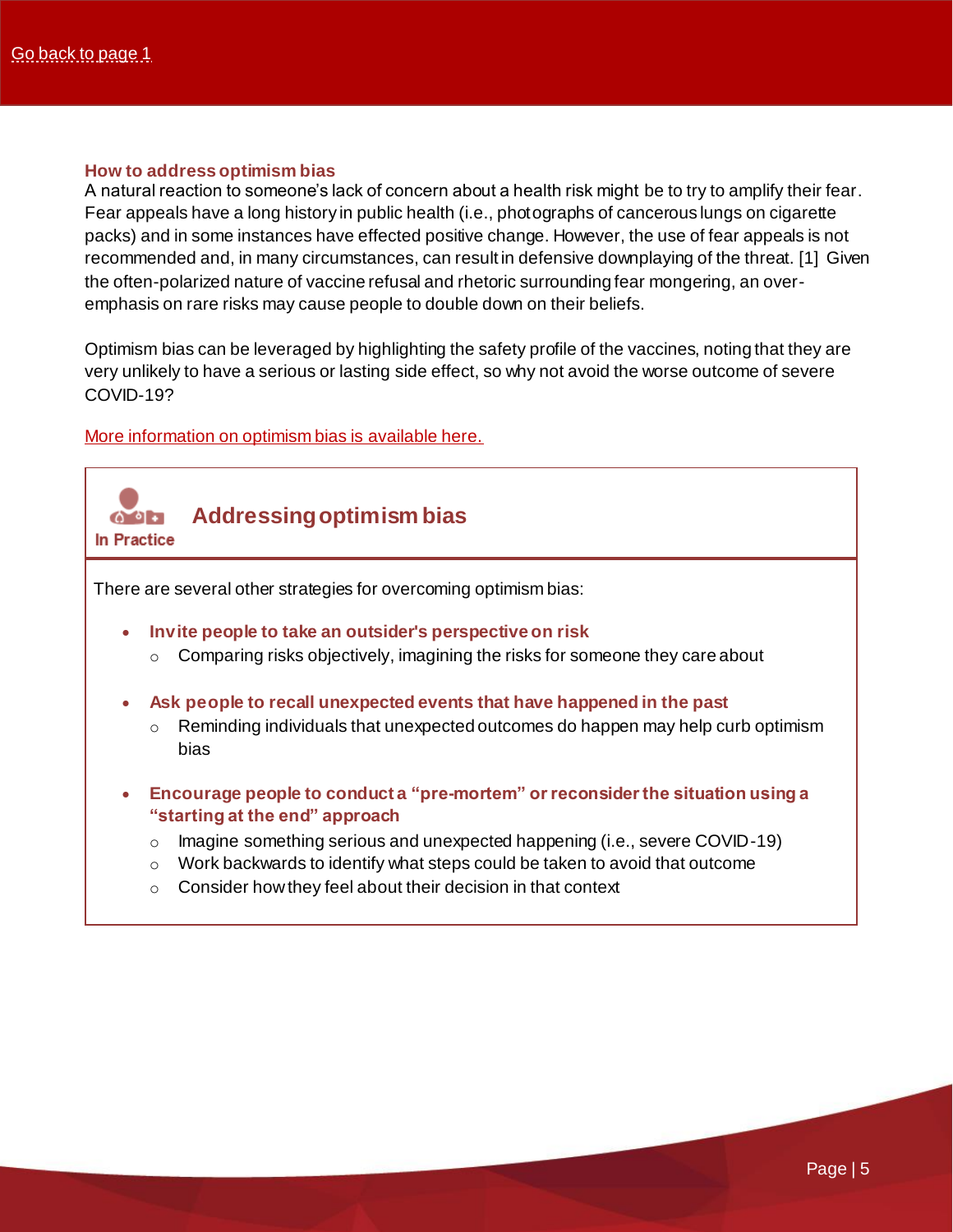Go back to page 1

### How to address optimism bias

A natural reaction to someone's lack of concern about a health risk might be to try to amplify their fear. Fear appeals have a long history in public health (i.e., photographs of cancerous lungs on cigarette packs) and in some instances have effected positive change. However, the use of fear appeals is not recommended and, in many circumstances, can result in defensive downplaying of the threat. [1] Given the often-polarized nature of vaccine refusal and rhetoric surrounding fear mongering, an over-emphasis on rare risks may cause people to double down on their beliefs.

Optimism bias can be leveraged by highlighting the safety profile of the vaccines, noting that they are very unlikely to have a serious or lasting side effect, so why not avoid the worse outcome of severe COVID-19?

More information on optimism bias is available here.

## Addressing optimism bias

**In Practice**

There are several other strategies for overcoming optimism bias:

- **Invite people to take an outsider's perspective on risk**
  - Comparing risks objectively, imagining the risks for someone they care about
- **Ask people to recall unexpected events that have happened in the past**
  - Reminding individuals that unexpected outcomes do happen may help curb optimism bias
- **Encourage people to conduct a "pre-mortem" or reconsider the situation using a "starting at the end" approach**
  - Imagine something serious and unexpected happening (i.e., severe COVID-19)
  - Work backwards to identify what steps could be taken to avoid that outcome
  - Consider how they feel about their decision in that context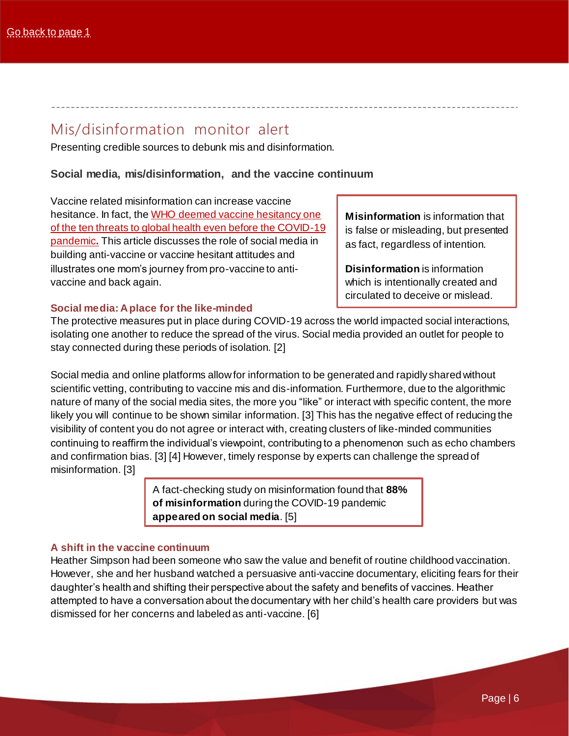[Go back to page 1]

## Mis/disinformation monitor alert

Presenting credible sources to debunk mis and disinformation.

### Social media, mis/disinformation, and the vaccine continuum

Vaccine related misinformation can increase vaccine hesitance. In fact, the WHO deemed vaccine hesitancy one of the ten threats to global health even before the COVID-19 pandemic**.** This article discusses the role of social media in building anti-vaccine or vaccine hesitant attitudes and illustrates one mom's journey from pro-vaccine to anti-vaccine and back again.

> **Misinformation** is information that is false or misleading, but presented as fact, regardless of intention.
>
> **Disinformation** is information which is intentionally created and circulated to deceive or mislead.

#### Social media: A place for the like-minded

The protective measures put in place during COVID-19 across the world impacted social interactions, isolating one another to reduce the spread of the virus. Social media provided an outlet for people to stay connected during these periods of isolation. [2]

Social media and online platforms allow for information to be generated and rapidly shared without scientific vetting, contributing to vaccine mis and dis-information. Furthermore, due to the algorithmic nature of many of the social media sites, the more you "like" or interact with specific content, the more likely you will continue to be shown similar information. [3] This has the negative effect of reducing the visibility of content you do not agree or interact with, creating clusters of like-minded communities continuing to reaffirm the individual's viewpoint, contributing to a phenomenon such as echo chambers and confirmation bias. [3] [4] However, timely response by experts can challenge the spread of misinformation. [3]

> A fact-checking study on misinformation found that **88% of misinformation** during the COVID-19 pandemic **appeared on social media**. [5]

#### A shift in the vaccine continuum

Heather Simpson had been someone who saw the value and benefit of routine childhood vaccination. However, she and her husband watched a persuasive anti-vaccine documentary, eliciting fears for their daughter's health and shifting their perspective about the safety and benefits of vaccines. Heather attempted to have a conversation about the documentary with her child's health care providers but was dismissed for her concerns and labeled as anti-vaccine. [6]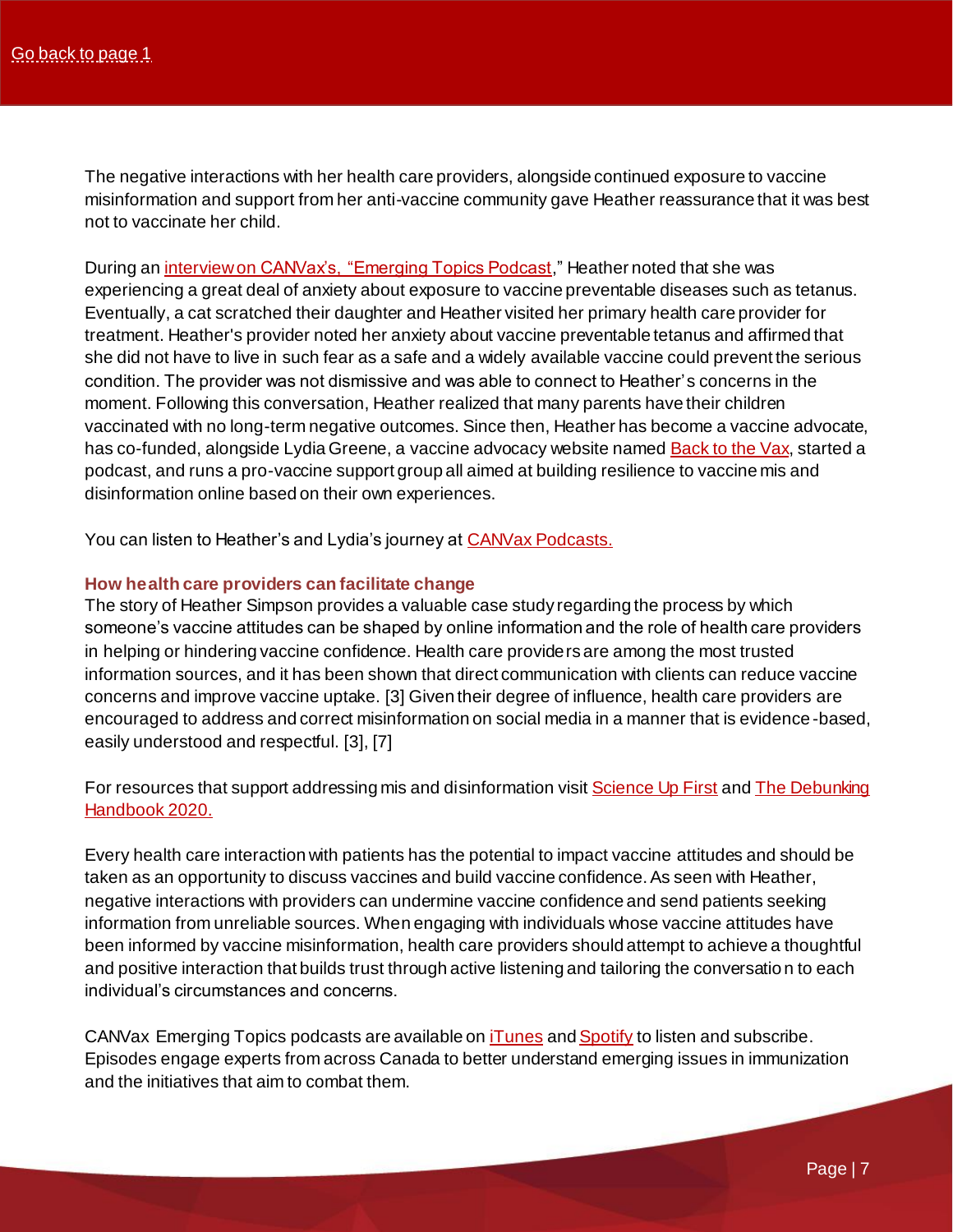The negative interactions with her health care providers, alongside continued exposure to vaccine misinformation and support from her anti-vaccine community gave Heather reassurance that it was best not to vaccinate her child.

During an interview on CANVax's, "Emerging Topics Podcast," Heather noted that she was experiencing a great deal of anxiety about exposure to vaccine preventable diseases such as tetanus. Eventually, a cat scratched their daughter and Heather visited her primary health care provider for treatment. Heather's provider noted her anxiety about vaccine preventable tetanus and affirmed that she did not have to live in such fear as a safe and a widely available vaccine could prevent the serious condition. The provider was not dismissive and was able to connect to Heather's concerns in the moment. Following this conversation, Heather realized that many parents have their children vaccinated with no long-term negative outcomes. Since then, Heather has become a vaccine advocate, has co-funded, alongside Lydia Greene, a vaccine advocacy website named Back to the Vax, started a podcast, and runs a pro-vaccine support group all aimed at building resilience to vaccine mis and disinformation online based on their own experiences.

You can listen to Heather's and Lydia's journey at CANVax Podcasts.

### How health care providers can facilitate change

The story of Heather Simpson provides a valuable case study regarding the process by which someone's vaccine attitudes can be shaped by online information and the role of health care providers in helping or hindering vaccine confidence. Health care providers are among the most trusted information sources, and it has been shown that direct communication with clients can reduce vaccine concerns and improve vaccine uptake. [3] Given their degree of influence, health care providers are encouraged to address and correct misinformation on social media in a manner that is evidence-based, easily understood and respectful. [3], [7]

For resources that support addressing mis and disinformation visit Science Up First and The Debunking Handbook 2020.

Every health care interaction with patients has the potential to impact vaccine attitudes and should be taken as an opportunity to discuss vaccines and build vaccine confidence. As seen with Heather, negative interactions with providers can undermine vaccine confidence and send patients seeking information from unreliable sources. When engaging with individuals whose vaccine attitudes have been informed by vaccine misinformation, health care providers should attempt to achieve a thoughtful and positive interaction that builds trust through active listening and tailoring the conversation to each individual's circumstances and concerns.

CANVax Emerging Topics podcasts are available on iTunes and Spotify to listen and subscribe. Episodes engage experts from across Canada to better understand emerging issues in immunization and the initiatives that aim to combat them.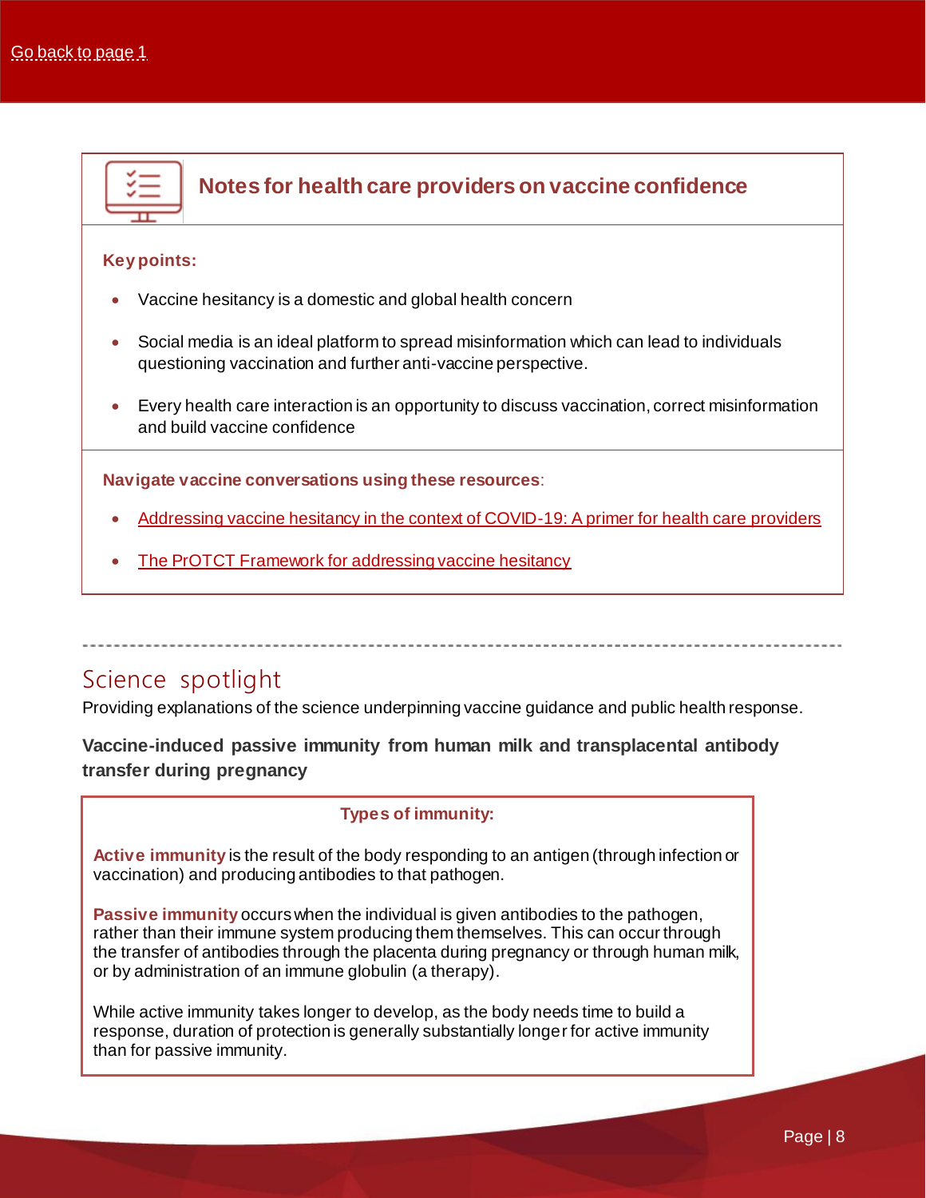[Go back to page 1]

## Notes for health care providers on vaccine confidence

**Key points:**

- Vaccine hesitancy is a domestic and global health concern
- Social media is an ideal platform to spread misinformation which can lead to individuals questioning vaccination and further anti-vaccine perspective.
- Every health care interaction is an opportunity to discuss vaccination, correct misinformation and build vaccine confidence

**Navigate vaccine conversations using these resources**:

- [Addressing vaccine hesitancy in the context of COVID-19: A primer for health care providers]
- [The PrOTCT Framework for addressing vaccine hesitancy]

---

# Science spotlight

Providing explanations of the science underpinning vaccine guidance and public health response.

**Vaccine-induced passive immunity from human milk and transplacental antibody transfer during pregnancy**

**Types of immunity:**

**Active immunity** is the result of the body responding to an antigen (through infection or vaccination) and producing antibodies to that pathogen.

**Passive immunity** occurs when the individual is given antibodies to the pathogen, rather than their immune system producing them themselves. This can occur through the transfer of antibodies through the placenta during pregnancy or through human milk, or by administration of an immune globulin (a therapy).

While active immunity takes longer to develop, as the body needs time to build a response, duration of protection is generally substantially longer for active immunity than for passive immunity.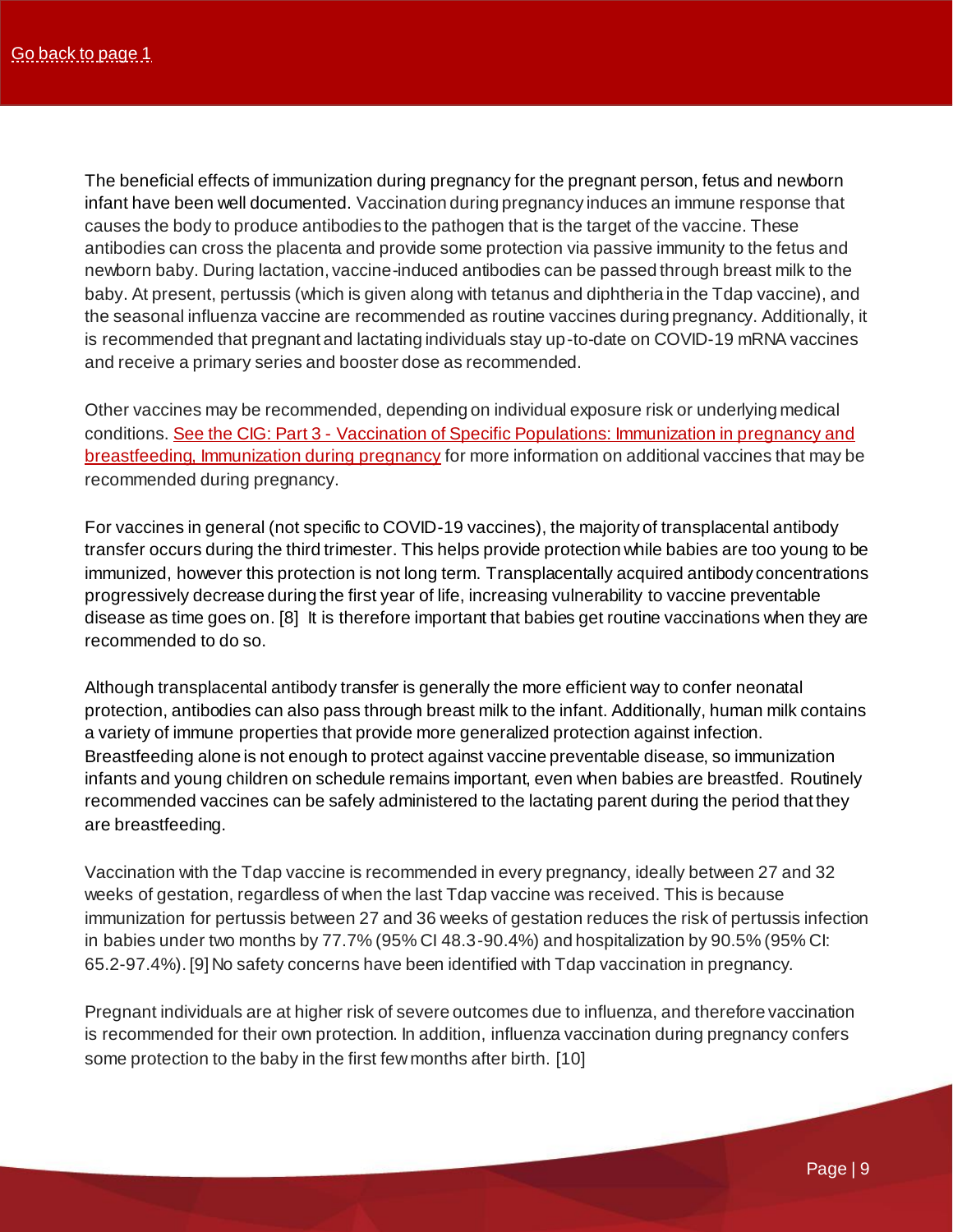[Go back to page 1]

The beneficial effects of immunization during pregnancy for the pregnant person, fetus and newborn infant have been well documented. Vaccination during pregnancy induces an immune response that causes the body to produce antibodies to the pathogen that is the target of the vaccine. These antibodies can cross the placenta and provide some protection via passive immunity to the fetus and newborn baby. During lactation, vaccine-induced antibodies can be passed through breast milk to the baby. At present, pertussis (which is given along with tetanus and diphtheria in the Tdap vaccine), and the seasonal influenza vaccine are recommended as routine vaccines during pregnancy. Additionally, it is recommended that pregnant and lactating individuals stay up-to-date on COVID-19 mRNA vaccines and receive a primary series and booster dose as recommended.

Other vaccines may be recommended, depending on individual exposure risk or underlying medical conditions. See the CIG: Part 3 - Vaccination of Specific Populations: Immunization in pregnancy and breastfeeding, Immunization during pregnancy for more information on additional vaccines that may be recommended during pregnancy.

For vaccines in general (not specific to COVID-19 vaccines), the majority of transplacental antibody transfer occurs during the third trimester. This helps provide protection while babies are too young to be immunized, however this protection is not long term. Transplacentally acquired antibody concentrations progressively decrease during the first year of life, increasing vulnerability to vaccine preventable disease as time goes on. [8] It is therefore important that babies get routine vaccinations when they are recommended to do so.

Although transplacental antibody transfer is generally the more efficient way to confer neonatal protection, antibodies can also pass through breast milk to the infant. Additionally, human milk contains a variety of immune properties that provide more generalized protection against infection. Breastfeeding alone is not enough to protect against vaccine preventable disease, so immunization infants and young children on schedule remains important, even when babies are breastfed. Routinely recommended vaccines can be safely administered to the lactating parent during the period that they are breastfeeding.

Vaccination with the Tdap vaccine is recommended in every pregnancy, ideally between 27 and 32 weeks of gestation, regardless of when the last Tdap vaccine was received. This is because immunization for pertussis between 27 and 36 weeks of gestation reduces the risk of pertussis infection in babies under two months by 77.7% (95% CI 48.3-90.4%) and hospitalization by 90.5% (95% CI: 65.2-97.4%). [9] No safety concerns have been identified with Tdap vaccination in pregnancy.

Pregnant individuals are at higher risk of severe outcomes due to influenza, and therefore vaccination is recommended for their own protection. In addition, influenza vaccination during pregnancy confers some protection to the baby in the first few months after birth. [10]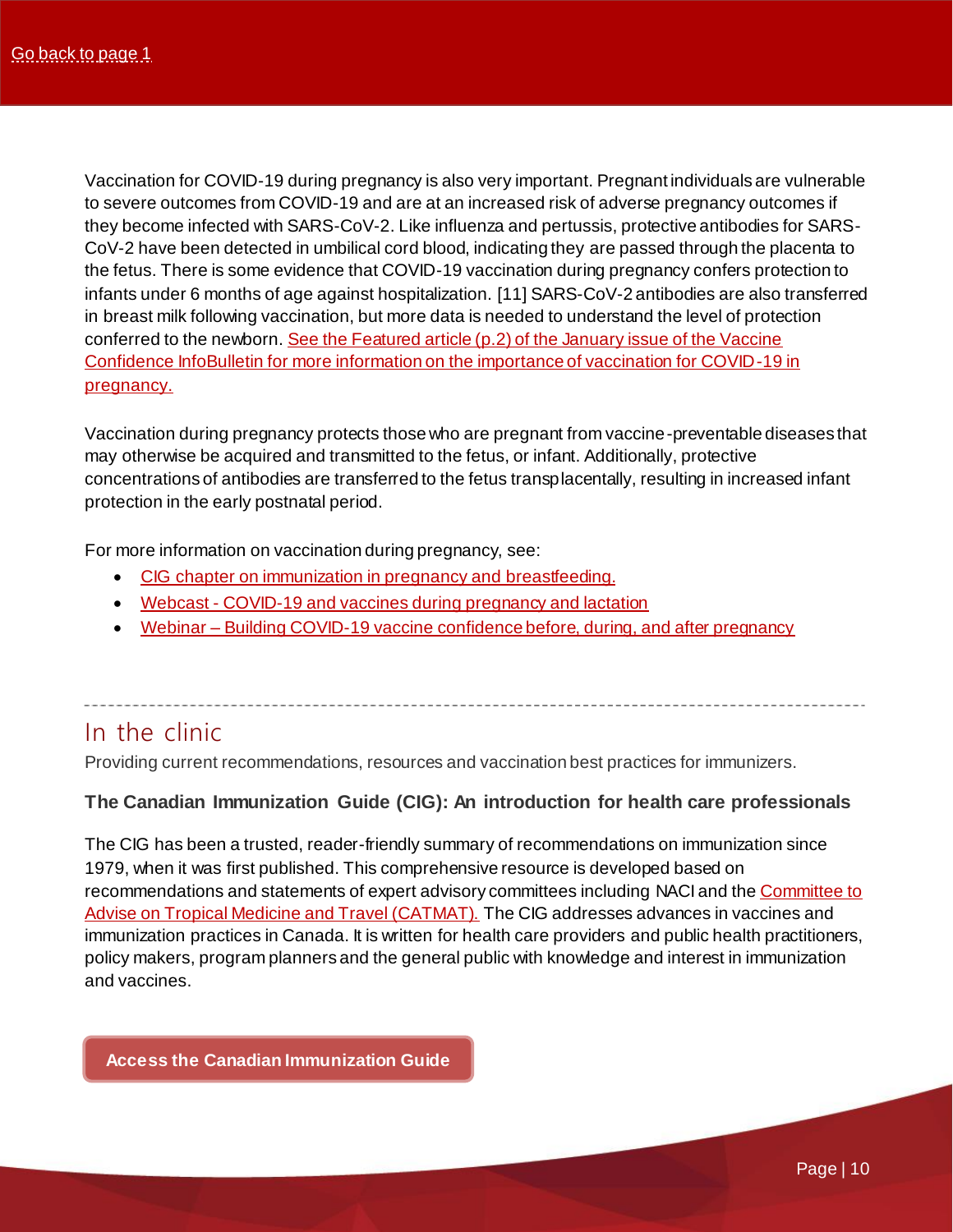Go back to page 1

Vaccination for COVID-19 during pregnancy is also very important. Pregnant individuals are vulnerable to severe outcomes from COVID-19 and are at an increased risk of adverse pregnancy outcomes if they become infected with SARS-CoV-2. Like influenza and pertussis, protective antibodies for SARS-CoV-2 have been detected in umbilical cord blood, indicating they are passed through the placenta to the fetus. There is some evidence that COVID-19 vaccination during pregnancy confers protection to infants under 6 months of age against hospitalization. [11] SARS-CoV-2 antibodies are also transferred in breast milk following vaccination, but more data is needed to understand the level of protection conferred to the newborn. See the Featured article (p.2) of the January issue of the Vaccine Confidence InfoBulletin for more information on the importance of vaccination for COVID-19 in pregnancy.

Vaccination during pregnancy protects those who are pregnant from vaccine-preventable diseases that may otherwise be acquired and transmitted to the fetus, or infant. Additionally, protective concentrations of antibodies are transferred to the fetus transplacentally, resulting in increased infant protection in the early postnatal period.

For more information on vaccination during pregnancy, see:

- CIG chapter on immunization in pregnancy and breastfeeding.
- Webcast - COVID-19 and vaccines during pregnancy and lactation
- Webinar – Building COVID-19 vaccine confidence before, during, and after pregnancy

---

## In the clinic

Providing current recommendations, resources and vaccination best practices for immunizers.

### The Canadian Immunization Guide (CIG): An introduction for health care professionals

The CIG has been a trusted, reader-friendly summary of recommendations on immunization since 1979, when it was first published. This comprehensive resource is developed based on recommendations and statements of expert advisory committees including NACI and the Committee to Advise on Tropical Medicine and Travel (CATMAT). The CIG addresses advances in vaccines and immunization practices in Canada. It is written for health care providers and public health practitioners, policy makers, program planners and the general public with knowledge and interest in immunization and vaccines.

**Access the Canadian Immunization Guide**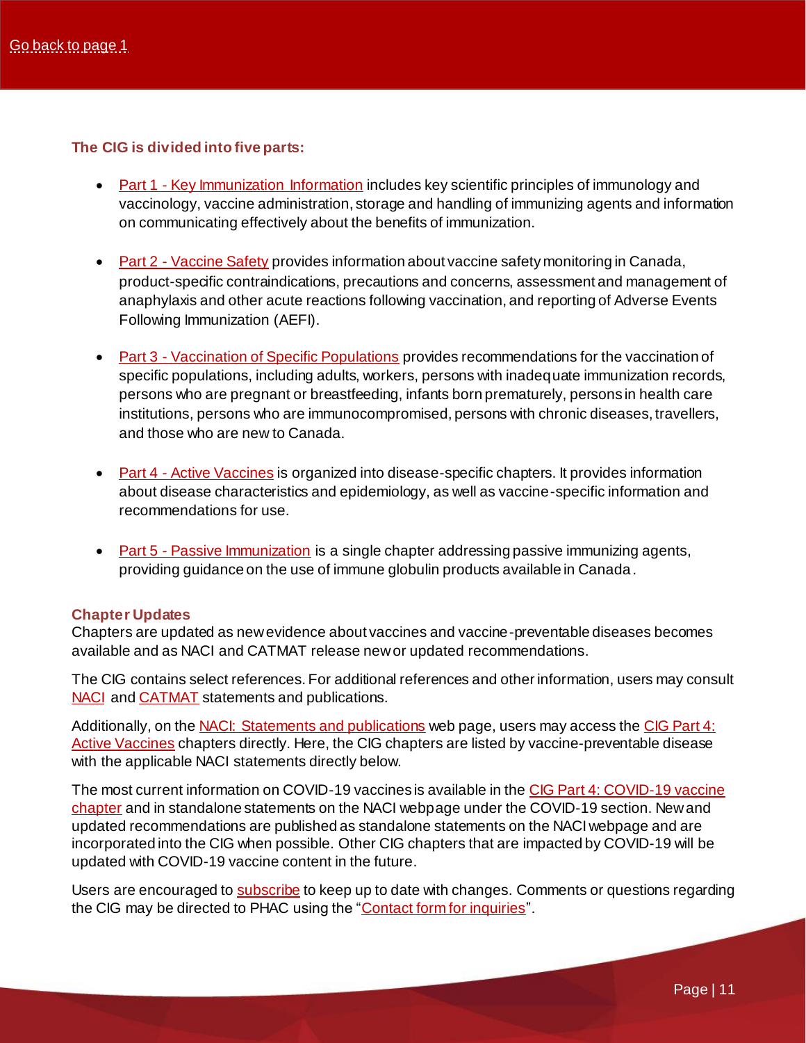Go back to page 1

### The CIG is divided into five parts:

- Part 1 - Key Immunization Information includes key scientific principles of immunology and vaccinology, vaccine administration, storage and handling of immunizing agents and information on communicating effectively about the benefits of immunization.
- Part 2 - Vaccine Safety provides information about vaccine safety monitoring in Canada, product-specific contraindications, precautions and concerns, assessment and management of anaphylaxis and other acute reactions following vaccination, and reporting of Adverse Events Following Immunization (AEFI).
- Part 3 - Vaccination of Specific Populations provides recommendations for the vaccination of specific populations, including adults, workers, persons with inadequate immunization records, persons who are pregnant or breastfeeding, infants born prematurely, persons in health care institutions, persons who are immunocompromised, persons with chronic diseases, travellers, and those who are new to Canada.
- Part 4 - Active Vaccines is organized into disease-specific chapters. It provides information about disease characteristics and epidemiology, as well as vaccine-specific information and recommendations for use.
- Part 5 - Passive Immunization is a single chapter addressing passive immunizing agents, providing guidance on the use of immune globulin products available in Canada.

### Chapter Updates

Chapters are updated as new evidence about vaccines and vaccine-preventable diseases becomes available and as NACI and CATMAT release new or updated recommendations.

The CIG contains select references. For additional references and other information, users may consult NACI and CATMAT statements and publications.

Additionally, on the NACI: Statements and publications web page, users may access the CIG Part 4: Active Vaccines chapters directly. Here, the CIG chapters are listed by vaccine-preventable disease with the applicable NACI statements directly below.

The most current information on COVID-19 vaccines is available in the CIG Part 4: COVID-19 vaccine chapter and in standalone statements on the NACI webpage under the COVID-19 section. New and updated recommendations are published as standalone statements on the NACI webpage and are incorporated into the CIG when possible. Other CIG chapters that are impacted by COVID-19 will be updated with COVID-19 vaccine content in the future.

Users are encouraged to subscribe to keep up to date with changes. Comments or questions regarding the CIG may be directed to PHAC using the "Contact form for inquiries".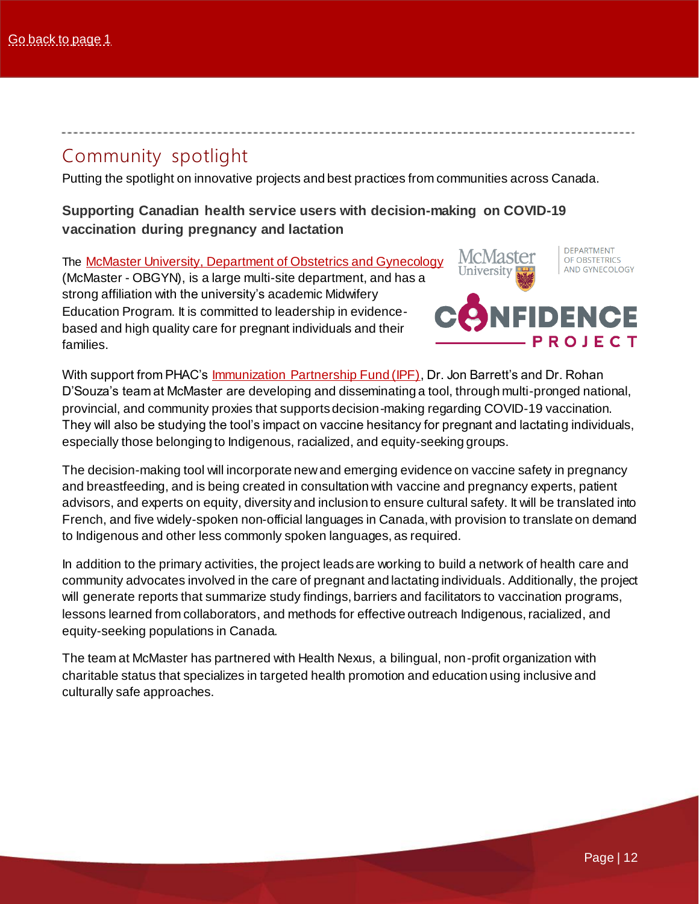[Go back to page 1]

## Community spotlight

Putting the spotlight on innovative projects and best practices from communities across Canada.

### Supporting Canadian health service users with decision-making on COVID-19 vaccination during pregnancy and lactation

The McMaster University, Department of Obstetrics and Gynecology (McMaster - OBGYN), is a large multi-site department, and has a strong affiliation with the university's academic Midwifery Education Program. It is committed to leadership in evidence-based and high quality care for pregnant individuals and their families.

With support from PHAC's Immunization Partnership Fund (IPF), Dr. Jon Barrett's and Dr. Rohan D'Souza's team at McMaster are developing and disseminating a tool, through multi-pronged national, provincial, and community proxies that supports decision-making regarding COVID-19 vaccination. They will also be studying the tool's impact on vaccine hesitancy for pregnant and lactating individuals, especially those belonging to Indigenous, racialized, and equity-seeking groups.

The decision-making tool will incorporate new and emerging evidence on vaccine safety in pregnancy and breastfeeding, and is being created in consultation with vaccine and pregnancy experts, patient advisors, and experts on equity, diversity and inclusion to ensure cultural safety. It will be translated into French, and five widely-spoken non-official languages in Canada, with provision to translate on demand to Indigenous and other less commonly spoken languages, as required.

In addition to the primary activities, the project leads are working to build a network of health care and community advocates involved in the care of pregnant and lactating individuals. Additionally, the project will generate reports that summarize study findings, barriers and facilitators to vaccination programs, lessons learned from collaborators, and methods for effective outreach Indigenous, racialized, and equity-seeking populations in Canada.

The team at McMaster has partnered with Health Nexus, a bilingual, non-profit organization with charitable status that specializes in targeted health promotion and education using inclusive and culturally safe approaches.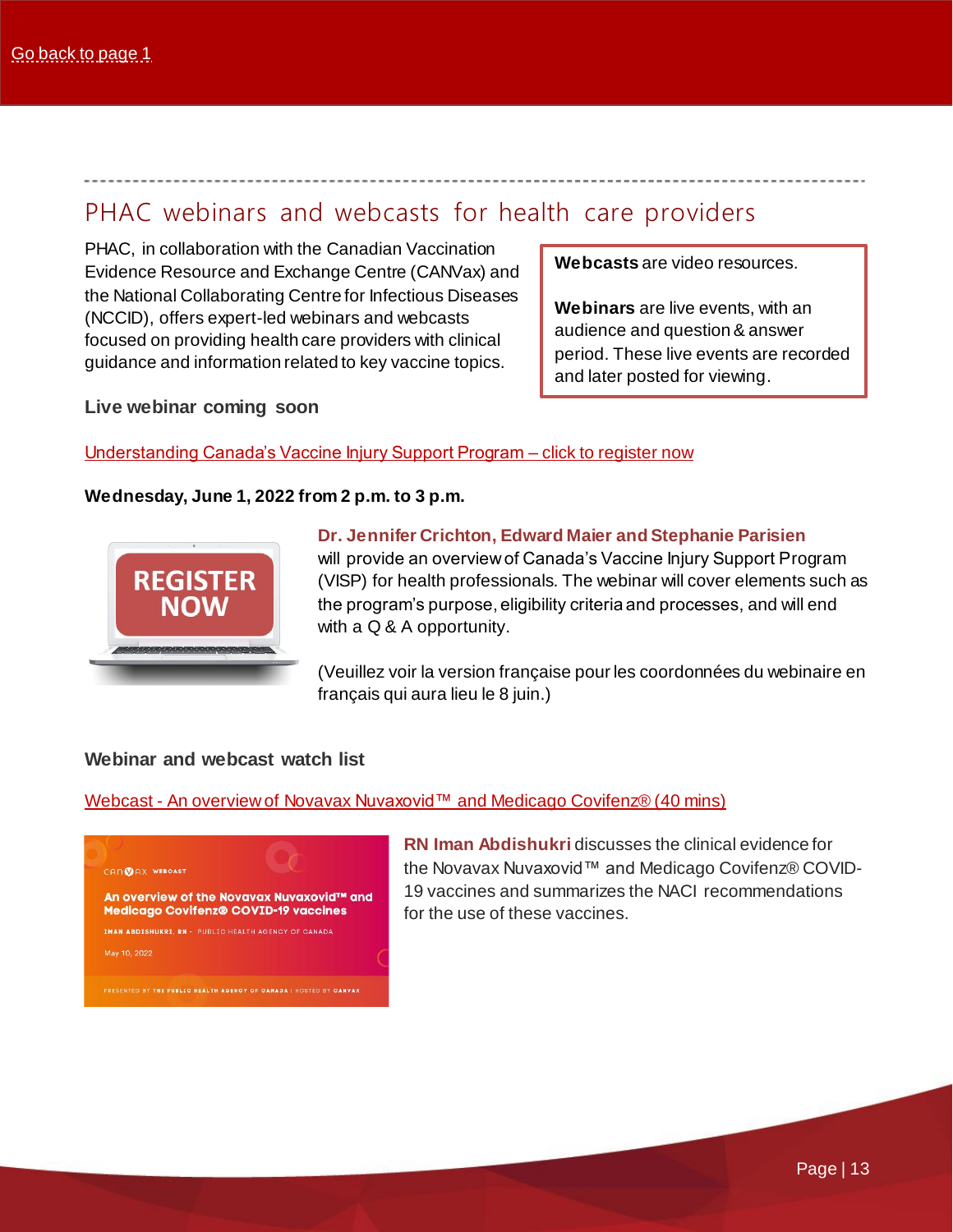Go back to page 1

## PHAC webinars and webcasts for health care providers

PHAC, in collaboration with the Canadian Vaccination Evidence Resource and Exchange Centre (CANVax) and the National Collaborating Centre for Infectious Diseases (NCCID), offers expert-led webinars and webcasts focused on providing health care providers with clinical guidance and information related to key vaccine topics.

**Webcasts** are video resources.

**Webinars** are live events, with an audience and question & answer period. These live events are recorded and later posted for viewing.

### Live webinar coming soon

Understanding Canada's Vaccine Injury Support Program – click to register now

**Wednesday, June 1, 2022 from 2 p.m. to 3 p.m.**

**Dr. Jennifer Crichton, Edward Maier and Stephanie Parisien** will provide an overview of Canada's Vaccine Injury Support Program (VISP) for health professionals. The webinar will cover elements such as the program's purpose, eligibility criteria and processes, and will end with a Q & A opportunity.

(Veuillez voir la version française pour les coordonnées du webinaire en français qui aura lieu le 8 juin.)

### Webinar and webcast watch list

Webcast - An overview of Novavax Nuvaxovid™ and Medicago Covifenz® (40 mins)

**RN Iman Abdishukri** discusses the clinical evidence for the Novavax Nuvaxovid™ and Medicago Covifenz® COVID-19 vaccines and summarizes the NACI recommendations for the use of these vaccines.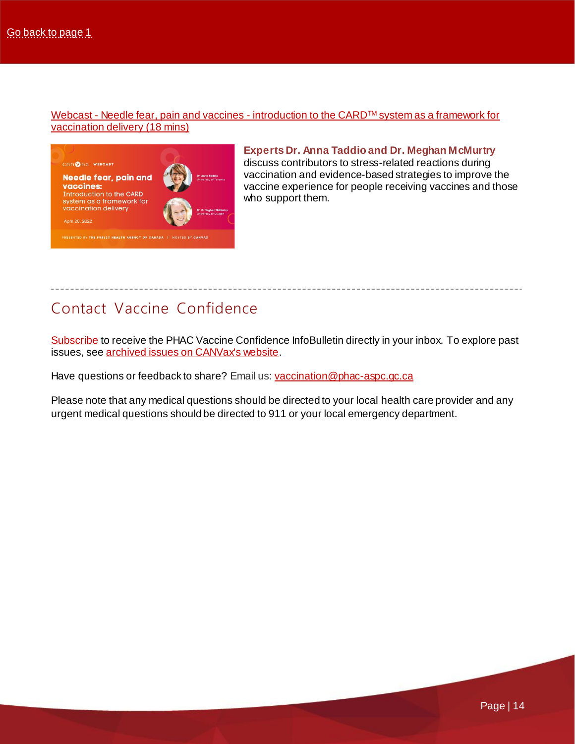Go back to page 1

Webcast - Needle fear, pain and vaccines - introduction to the CARD™ system as a framework for vaccination delivery (18 mins)

**Experts Dr. Anna Taddio and Dr. Meghan McMurtry** discuss contributors to stress-related reactions during vaccination and evidence-based strategies to improve the vaccine experience for people receiving vaccines and those who support them.

## Contact Vaccine Confidence

Subscribe to receive the PHAC Vaccine Confidence InfoBulletin directly in your inbox. To explore past issues, see archived issues on CANVax's website.

Have questions or feedback to share? Email us: vaccination@phac-aspc.gc.ca

Please note that any medical questions should be directed to your local health care provider and any urgent medical questions should be directed to 911 or your local emergency department.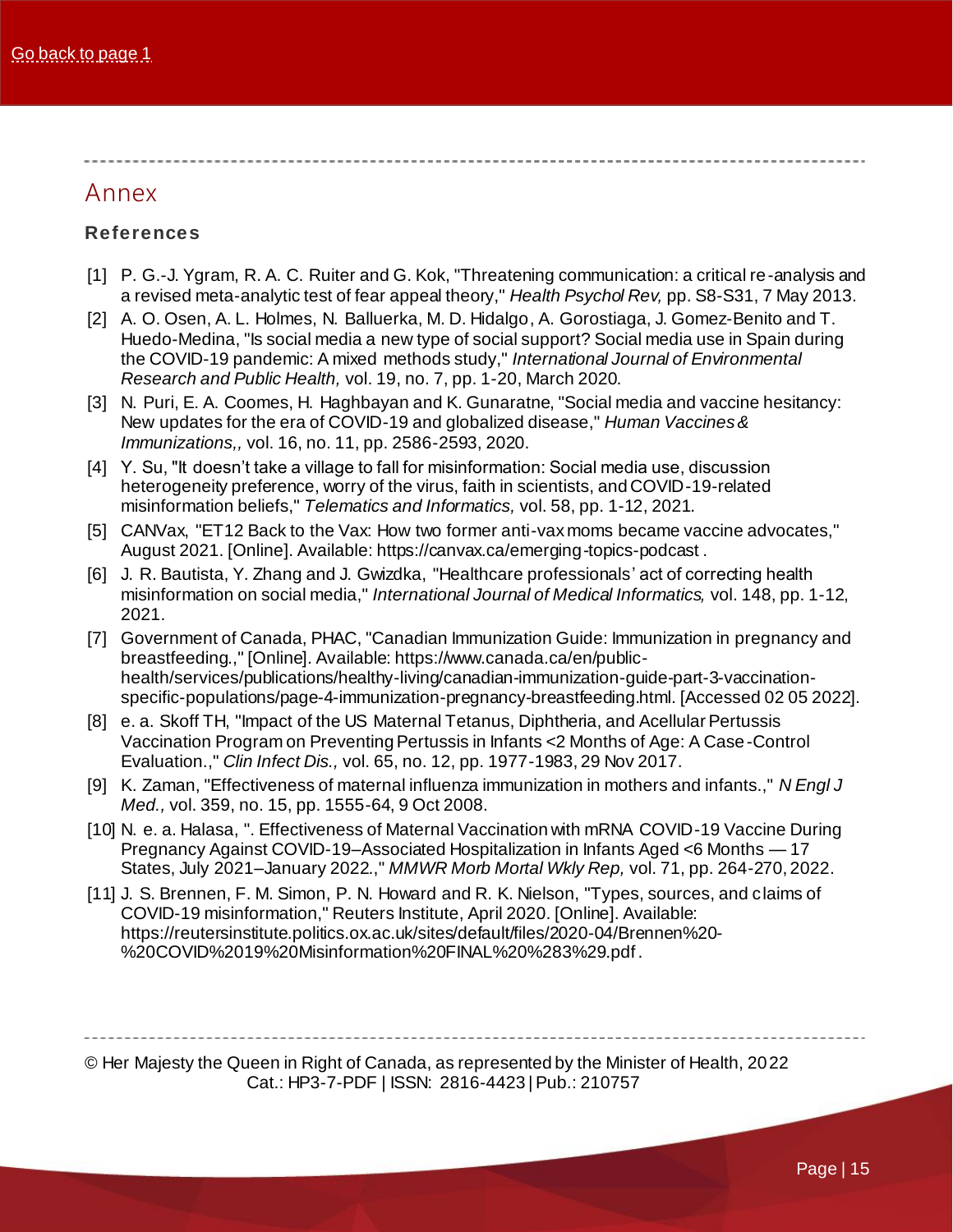[Go back to page 1](#)

# Annex

## References

[1] P. G.-J. Ygram, R. A. C. Ruiter and G. Kok, "Threatening communication: a critical re-analysis and a revised meta-analytic test of fear appeal theory," *Health Psychol Rev,* pp. S8-S31, 7 May 2013.

[2] A. O. Osen, A. L. Holmes, N. Balluerka, M. D. Hidalgo, A. Gorostiaga, J. Gomez-Benito and T. Huedo-Medina, "Is social media a new type of social support? Social media use in Spain during the COVID-19 pandemic: A mixed methods study," *International Journal of Environmental Research and Public Health,* vol. 19, no. 7, pp. 1-20, March 2020.

[3] N. Puri, E. A. Coomes, H. Haghbayan and K. Gunaratne, "Social media and vaccine hesitancy: New updates for the era of COVID-19 and globalized disease," *Human Vaccines & Immunizations,,* vol. 16, no. 11, pp. 2586-2593, 2020.

[4] Y. Su, "It doesn't take a village to fall for misinformation: Social media use, discussion heterogeneity preference, worry of the virus, faith in scientists, and COVID-19-related misinformation beliefs," *Telematics and Informatics,* vol. 58, pp. 1-12, 2021.

[5] CANVax, "ET12 Back to the Vax: How two former anti-vax moms became vaccine advocates," August 2021. [Online]. Available: https://canvax.ca/emerging-topics-podcast .

[6] J. R. Bautista, Y. Zhang and J. Gwizdka, "Healthcare professionals' act of correcting health misinformation on social media," *International Journal of Medical Informatics,* vol. 148, pp. 1-12, 2021.

[7] Government of Canada, PHAC, "Canadian Immunization Guide: Immunization in pregnancy and breastfeeding.," [Online]. Available: https://www.canada.ca/en/public-health/services/publications/healthy-living/canadian-immunization-guide-part-3-vaccination-specific-populations/page-4-immunization-pregnancy-breastfeeding.html. [Accessed 02 05 2022].

[8] e. a. Skoff TH, "Impact of the US Maternal Tetanus, Diphtheria, and Acellular Pertussis Vaccination Program on Preventing Pertussis in Infants <2 Months of Age: A Case-Control Evaluation.," *Clin Infect Dis.,* vol. 65, no. 12, pp. 1977-1983, 29 Nov 2017.

[9] K. Zaman, "Effectiveness of maternal influenza immunization in mothers and infants.," *N Engl J Med.,* vol. 359, no. 15, pp. 1555-64, 9 Oct 2008.

[10] N. e. a. Halasa, ". Effectiveness of Maternal Vaccination with mRNA COVID-19 Vaccine During Pregnancy Against COVID-19–Associated Hospitalization in Infants Aged <6 Months — 17 States, July 2021–January 2022.," *MMWR Morb Mortal Wkly Rep,* vol. 71, pp. 264-270, 2022.

[11] J. S. Brennen, F. M. Simon, P. N. Howard and R. K. Nielson, "Types, sources, and claims of COVID-19 misinformation," Reuters Institute, April 2020. [Online]. Available: https://reutersinstitute.politics.ox.ac.uk/sites/default/files/2020-04/Brennen%20-%20COVID%2019%20Misinformation%20FINAL%20%283%29.pdf.

© Her Majesty the Queen in Right of Canada, as represented by the Minister of Health, 2022
Cat.: HP3-7-PDF | ISSN: 2816-4423 | Pub.: 210757